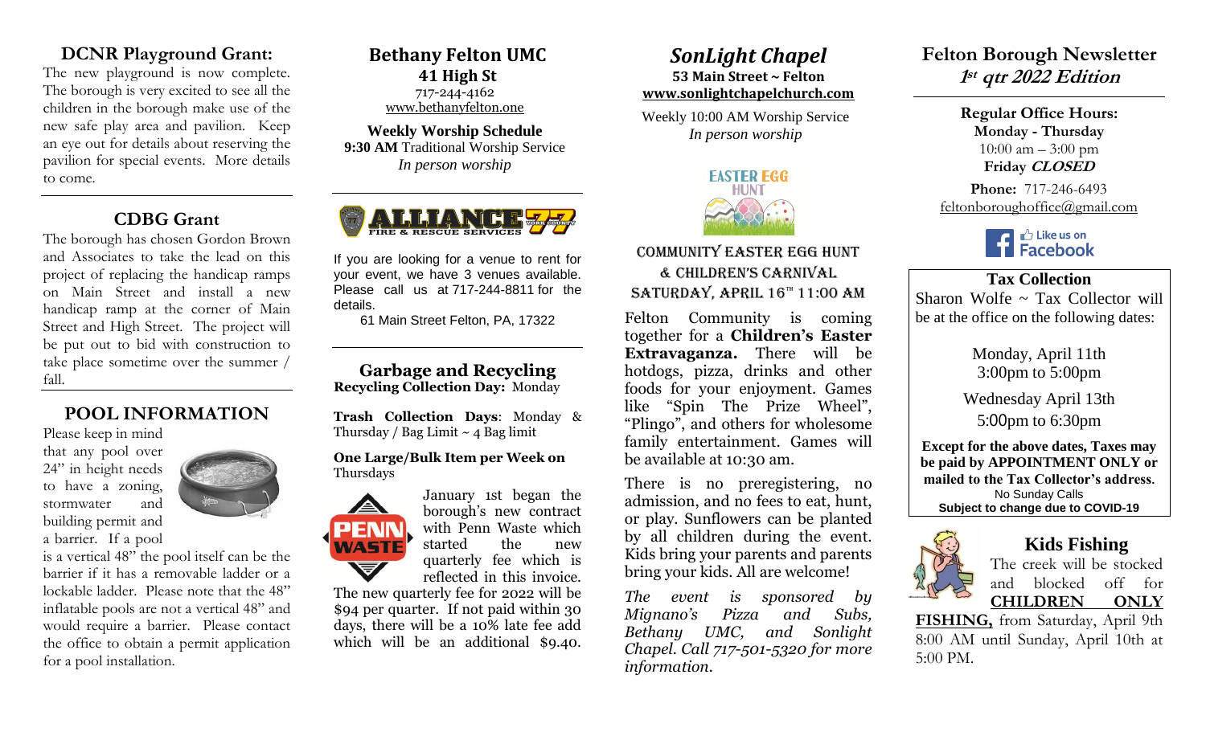## DCNR Playground Grant:

The new playground is now complete. The borough is very excited to see all the children in the borough make use of the new safe play area and pavilion. Keep an eye out for details about reserving the pavilion for special events. More details to come.

## CDBG Grant

The borough has chosen Gordon Brown and Associates to take the lead on this project of replacing the handicap ramps on Main Street and install a new handicap ramp at the corner of Main Street and High Street. The project will be put out to bid with construction to take place sometime over the summer / fall.

## POOL INFORMATION

Please keep in mind that any pool over 24" in height needs to have a zoning, stormwater and building permit and a barrier. If a pool is a vertical 48" the pool itself can be the barrier if it has a removable ladder or a lockable ladder. Please note that the 48" inflatable pools are not a vertical 48" and would require a barrier. Please contact the office to obtain a permit application for a pool installation.

## Bethany Felton UMC

**41 High St**
717-244-4162
www.bethanyfelton.one

**Weekly Worship Schedule**
**9:30 AM** Traditional Worship Service
*In person worship*

**ALLIANCE 77 FIRE & RESCUE SERVICES YORK COUNTY**

If you are looking for a venue to rent for your event, we have 3 venues available. Please call us at 717-244-8811 for the details.

61 Main Street Felton, PA, 17322

## Garbage and Recycling

**Recycling Collection Day:** Monday

**Trash Collection Days**: Monday & Thursday / Bag Limit ~ 4 Bag limit

**One Large/Bulk Item per Week on** Thursdays

January 1st began the borough's new contract with Penn Waste which started the new quarterly fee which is reflected in this invoice. The new quarterly fee for 2022 will be $94 per quarter. If not paid within 30 days, there will be a 10% late fee add which will be an additional $9.40.

## *SonLight Chapel*

**53 Main Street ~ Felton**
**www.sonlightchapelchurch.com**

Weekly 10:00 AM Worship Service
*In person worship*

### COMMUNITY EASTER EGG HUNT & CHILDREN'S CARNIVAL SATURDAY, APRIL 16TH 11:00 AM

Felton Community is coming together for a **Children's Easter Extravaganza.** There will be hotdogs, pizza, drinks and other foods for your enjoyment. Games like "Spin The Prize Wheel", "Plingo", and others for wholesome family entertainment. Games will be available at 10:30 am.

There is no preregistering, no admission, and no fees to eat, hunt, or play. Sunflowers can be planted by all children during the event. Kids bring your parents and parents bring your kids. All are welcome!

*The event is sponsored by Mignano's Pizza and Subs, Bethany UMC, and Sonlight Chapel. Call 717-501-5320 for more information.*

# Felton Borough Newsletter
## *1st qtr 2022 Edition*

**Regular Office Hours:**
**Monday - Thursday**
10:00 am – 3:00 pm
**Friday *CLOSED***

**Phone:** 717-246-6493
feltonboroughoffice@gmail.com

Like us on Facebook

## Tax Collection

Sharon Wolfe ~ Tax Collector will be at the office on the following dates:

Monday, April 11th
3:00pm to 5:00pm

Wednesday April 13th
5:00pm to 6:30pm

**Except for the above dates, Taxes may be paid by APPOINTMENT ONLY or mailed to the Tax Collector's address.**
No Sunday Calls
**Subject to change due to COVID-19**

## Kids Fishing

The creek will be stocked and blocked off for **CHILDREN ONLY FISHING,** from Saturday, April 9th 8:00 AM until Sunday, April 10th at 5:00 PM.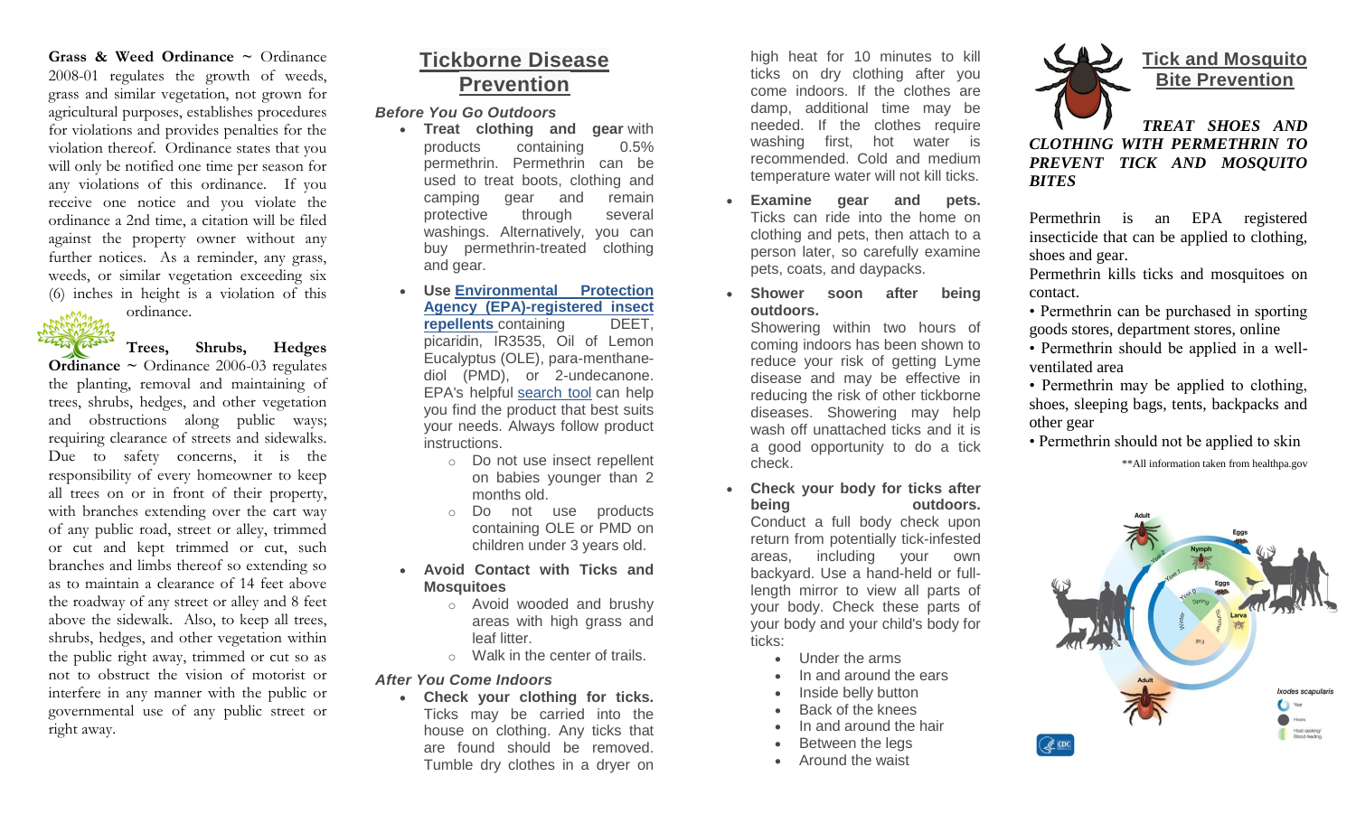**Grass & Weed Ordinance ~** Ordinance 2008-01 regulates the growth of weeds, grass and similar vegetation, not grown for agricultural purposes, establishes procedures for violations and provides penalties for the violation thereof. Ordinance states that you will only be notified one time per season for any violations of this ordinance. If you receive one notice and you violate the ordinance a 2nd time, a citation will be filed against the property owner without any further notices. As a reminder, any grass, weeds, or similar vegetation exceeding six (6) inches in height is a violation of this ordinance.

**Trees, Shrubs, Hedges Ordinance ~** Ordinance 2006-03 regulates the planting, removal and maintaining of trees, shrubs, hedges, and other vegetation and obstructions along public ways; requiring clearance of streets and sidewalks. Due to safety concerns, it is the responsibility of every homeowner to keep all trees on or in front of their property, with branches extending over the cart way of any public road, street or alley, trimmed or cut and kept trimmed or cut, such branches and limbs thereof so extending so as to maintain a clearance of 14 feet above the roadway of any street or alley and 8 feet above the sidewalk. Also, to keep all trees, shrubs, hedges, and other vegetation within the public right away, trimmed or cut so as not to obstruct the vision of motorist or interfere in any manner with the public or governmental use of any public street or right away.

## Tickborne Disease Prevention

***Before You Go Outdoors***

- **Treat clothing and gear** with products containing 0.5% permethrin. Permethrin can be used to treat boots, clothing and camping gear and remain protective through several washings. Alternatively, you can buy permethrin-treated clothing and gear.
- **Use Environmental Protection Agency (EPA)-registered insect repellents** containing DEET, picaridin, IR3535, Oil of Lemon Eucalyptus (OLE), para-menthane-diol (PMD), or 2-undecanone. EPA's helpful search tool can help you find the product that best suits your needs. Always follow product instructions.
  - Do not use insect repellent on babies younger than 2 months old.
  - Do not use products containing OLE or PMD on children under 3 years old.
- **Avoid Contact with Ticks and Mosquitoes**
  - Avoid wooded and brushy areas with high grass and leaf litter.
  - Walk in the center of trails.

***After You Come Indoors***

- **Check your clothing for ticks.** Ticks may be carried into the house on clothing. Any ticks that are found should be removed. Tumble dry clothes in a dryer on high heat for 10 minutes to kill ticks on dry clothing after you come indoors. If the clothes are damp, additional time may be needed. If the clothes require washing first, hot water is recommended. Cold and medium temperature water will not kill ticks.
- **Examine gear and pets.** Ticks can ride into the home on clothing and pets, then attach to a person later, so carefully examine pets, coats, and daypacks.
- **Shower soon after being outdoors.** Showering within two hours of coming indoors has been shown to reduce your risk of getting Lyme disease and may be effective in reducing the risk of other tickborne diseases. Showering may help wash off unattached ticks and it is a good opportunity to do a tick check.
- **Check your body for ticks after being outdoors.** Conduct a full body check upon return from potentially tick-infested areas, including your own backyard. Use a hand-held or full-length mirror to view all parts of your body. Check these parts of your body and your child's body for ticks:
  - Under the arms
  - In and around the ears
  - Inside belly button
  - Back of the knees
  - In and around the hair
  - Between the legs
  - Around the waist

## Tick and Mosquito Bite Prevention

***TREAT SHOES AND CLOTHING WITH PERMETHRIN TO PREVENT TICK AND MOSQUITO BITES***

Permethrin is an EPA registered insecticide that can be applied to clothing, shoes and gear.

Permethrin kills ticks and mosquitoes on contact.

- Permethrin can be purchased in sporting goods stores, department stores, online
- Permethrin should be applied in a well-ventilated area
- Permethrin may be applied to clothing, shoes, sleeping bags, tents, backpacks and other gear
- Permethrin should not be applied to skin

**All information taken from healthpa.gov

Adult
Eggs
Nymph
Eggs
Larva
Adult
Year 2
Year 1
Year 0
Spring
Summer
Fall
Winter
Ixodes scapularis
Year
Hosts
Host-seeking/Blood-feeding
CDC